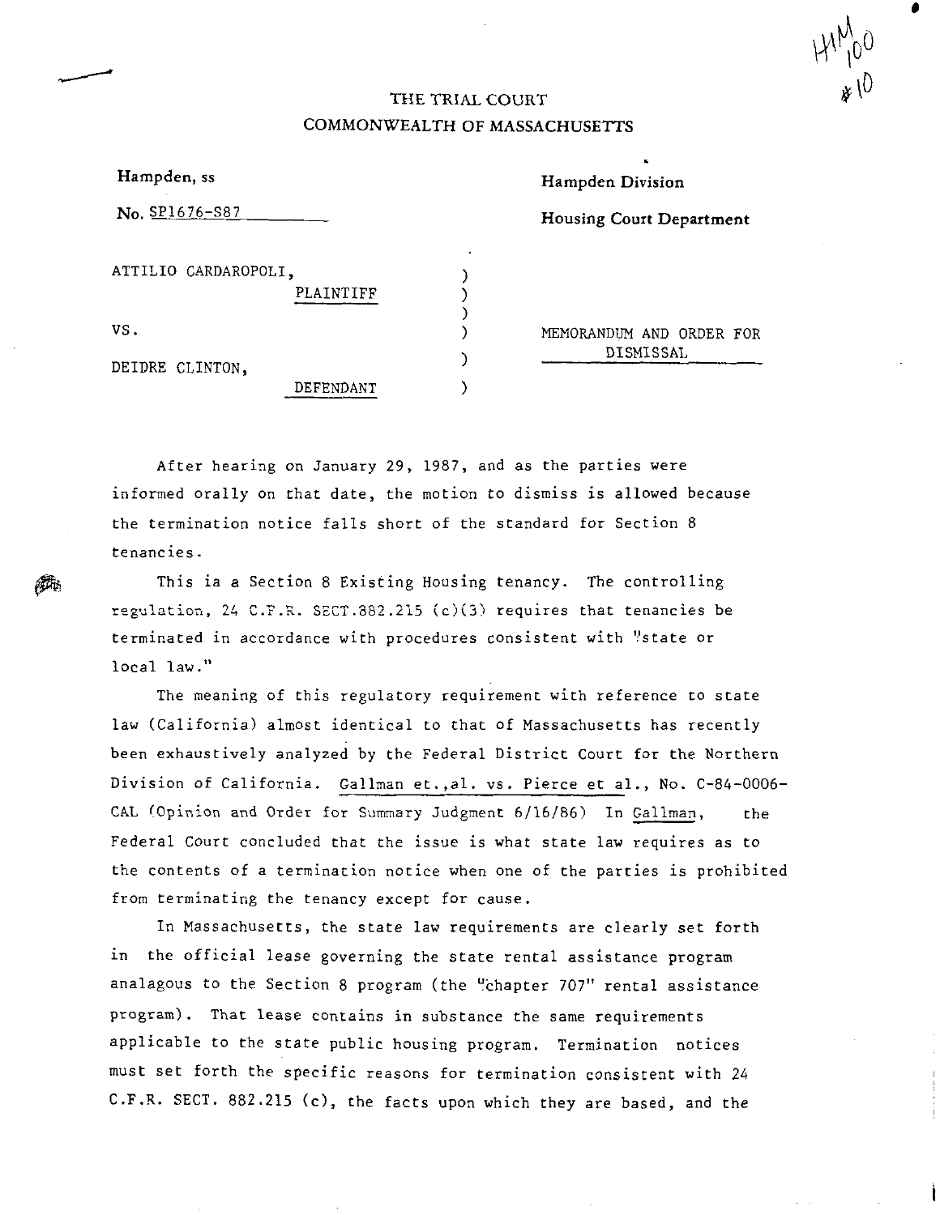HM 100 #10

THE TRIAL COURT
COMMONWEALTH OF MASSACHUSETTS

Hampden, ss — Hampden Division

No. SP1676-S87 — Housing Court Department

ATTILIO CARDAROPOLI,
PLAINTIFF

VS.

DEIDRE CLINTON,
DEFENDANT

MEMORANDUM AND ORDER FOR DISMISSAL

After hearing on January 29, 1987, and as the parties were informed orally on that date, the motion to dismiss is allowed because the termination notice falls short of the standard for Section 8 tenancies.

This ia a Section 8 Existing Housing tenancy. The controlling regulation, 24 C.F.R. SECT.882.215 (c)(3) requires that tenancies be terminated in accordance with procedures consistent with "state or local law."

The meaning of this regulatory requirement with reference to state law (California) almost identical to that of Massachusetts has recently been exhaustively analyzed by the Federal District Court for the Northern Division of California. Gallman et.,al. vs. Pierce et al., No. C-84-0006-CAL (Opinion and Order for Summary Judgment 6/16/86) In Gallman, the Federal Court concluded that the issue is what state law requires as to the contents of a termination notice when one of the parties is prohibited from terminating the tenancy except for cause.

In Massachusetts, the state law requirements are clearly set forth in the official lease governing the state rental assistance program analagous to the Section 8 program (the "chapter 707" rental assistance program). That lease contains in substance the same requirements applicable to the state public housing program. Termination notices must set forth the specific reasons for termination consistent with 24 C.F.R. SECT. 882.215 (c), the facts upon which they are based, and the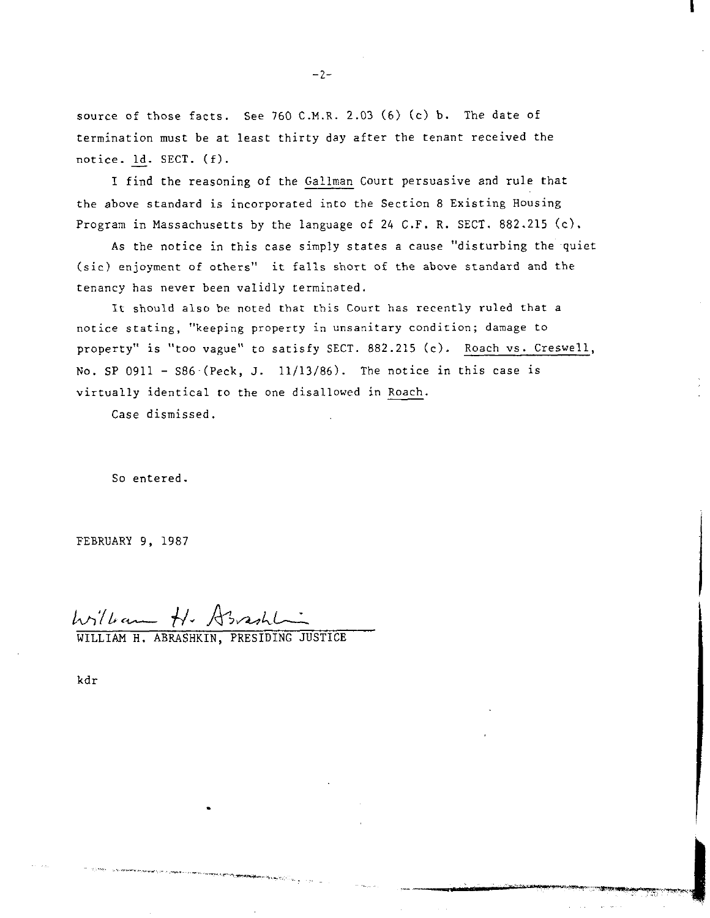source of those facts. See 760 C.M.R. 2.03 (6) (c) b. The date of termination must be at least thirty day after the tenant received the notice. Id. SECT. (f).

I find the reasoning of the Gallman Court persuasive and rule that the above standard is incorporated into the Section 8 Existing Housing Program in Massachusetts by the language of 24 C.F. R. SECT. 882.215 (c).

As the notice in this case simply states a cause "disturbing the quiet (sic) enjoyment of others" it falls short of the above standard and the tenancy has never been validly terminated.

It should also be noted that this Court has recently ruled that a notice stating, "keeping property in unsanitary condition; damage to property" is "too vague" to satisfy SECT. 882.215 (c). Roach vs. Creswell, No. SP 0911 - S86 (Peck, J. 11/13/86). The notice in this case is virtually identical to the one disallowed in Roach.

Case dismissed.

So entered.

FEBRUARY 9, 1987

William H. Abrashkin

WILLIAM H. ABRASHKIN, PRESIDING JUSTICE

kdr